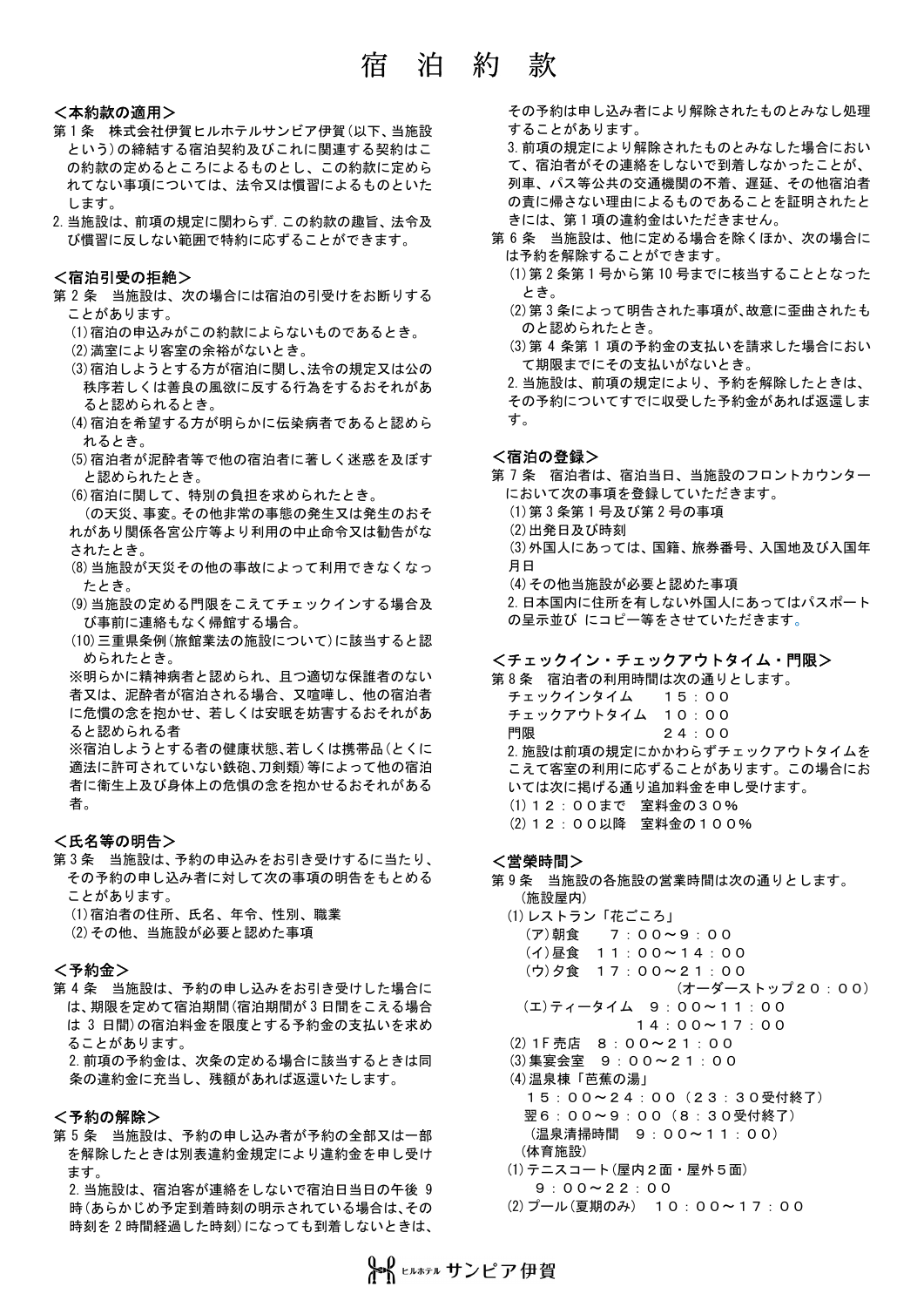# 宿 泊 約 款

## ＜本約款の適用＞

第１条　株式会社伊賀ヒルホテルサンピア伊賀（以下、当施設という）の締結する宿泊契約及びこれに関連する契約はこの約款の定めるところによるものとし、この約款に定められてない事項については、法令又は慣習によるものといたします。

2. 当施設は、前項の規定に関わらず. この約款の趣旨、法令及び慣習に反しない範囲で特約に応ずることができます。

## ＜宿泊引受の拒絶＞

第２条　当施設は、次の場合には宿泊の引受けをお断りすることがあります。

(1)宿泊の申込みがこの約款によらないものであるとき。
(2)満室により客室の余裕がないとき。
(3)宿泊しようとする方が宿泊に関し、法令の規定又は公の秩序若しくは善良の風欲に反する行為をするおそれがあると認められるとき。
(4)宿泊を希望する方が明らかに伝染病者であると認められるとき。
(5)宿泊者が泥酔者等で他の宿泊者に著しく迷惑を及ぼすと認められたとき。
(6)宿泊に関して、特別の負担を求められたとき。
（の天災、事変。その他非常の事態の発生又は発生のおそれがあり関係各宮公庁等より利用の中止命令又は勧告がなされたとき。
(8)当施設が天災その他の事故によって利用できなくなったとき。
(9)当施設の定める門限をこえてチェックインする場合及び事前に連絡もなく帰館する場合。
(10)三重県条例（旅館業法の施設について）に該当すると認められたとき。

※明らかに精神病者と認められ、且つ適切な保護者のない者又は、泥酔者が宿泊される場合、又喧嘩し、他の宿泊者に危惧の念を抱かせ、若しくは安眠を妨害するおそれがあると認められる者

※宿泊しようとする者の健康状態、若しくは携帯品（とくに適法に許可されていない鉄砲、刀剣類）等によって他の宿泊者に衛生上及び身体上の危惧の念を抱かせるおそれがある者。

## ＜氏名等の明告＞

第３条　当施設は、予約の申込みをお引き受けするに当たり、その予約の申し込み者に対して次の事項の明告をもとめることがあります。

(1)宿泊者の住所、氏名、年令、性別、職業
(2)その他、当施設が必要と認めた事項

## ＜予約金＞

第４条　当施設は、予約の申し込みをお引き受けした場合には、期限を定めて宿泊期間（宿泊期間が３日間をこえる場合は３日間）の宿泊料金を限度とする予約金の支払いを求めることがあります。

2. 前項の予約金は、次条の定める場合に該当するときは同条の違約金に充当し、残額があれば返還いたします。

## ＜予約の解除＞

第５条　当施設は、予約の申し込み者が予約の全部又は一部を解除したときは別表違約金規定により違約金を申し受けます。

2. 当施設は、宿泊客が連絡をしないで宿泊日当日の午後９時（あらかじめ予定到着時刻の明示されている場合は､その時刻を２時間経過した時刻）になっても到着しないときは、その予約は申し込み者により解除されたものとみなし処理することがあります。

3. 前項の規定により解除されたものとみなした場合において、宿泊者がその連絡をしないで到着しなかったことが、列車、パス等公共の交通機関の不着、遅延、その他宿泊者の責に帰さない理由によるものであることを証明されたときには、第１項の違約金はいただきません。

第６条　当施設は、他に定める場合を除くほか、次の場合には予約を解除することができます。

(1)第２条第１号から第10号までに核当することとなったとき。
(2)第３条によって明告された事項が､故意に歪曲されたものと認められたとき。
(3)第４条第１項の予約金の支払いを請求した場合において期限までにその支払いがないとき。

2. 当施設は、前項の規定により、予約を解除したときは、その予約についてすでに収受した予約金があれば返還します。

## ＜宿泊の登録＞

第７条　宿泊者は、宿泊当日、当施設のフロントカウンターにおいて次の事項を登録していただきます。

(1)第３条第１号及び第２号の事項
(2)出発日及び時刻
(3)外国人にあっては、国籍、旅券番号、入国地及び入国年月日
(4)その他当施設が必要と認めた事項

2. 日本国内に住所を有しない外国人にあってはパスポートの呈示並び にコピー等をさせていただきます。

## ＜チェックイン・チェックアウトタイム・門限＞

第８条　宿泊者の利用時間は次の通りとします。

チェックインタイム　　１５：００
チェックアウトタイム　１０：００
門限　　　　　　　　　２４：００

2. 施設は前項の規定にかかわらずチェックアウトタイムをこえて客室の利用に応ずることがあります。この場合においては次に掲げる通り追加料金を申し受けます。

(1)１２：００まで　室料金の３０％
(2)１２：００以降　室料金の１００％

## ＜営業時間＞

第９条　当施設の各施設の営業時間は次の通りとします。

（施設屋内）

(1)レストラン「花ごころ」
（ア）朝食　　７：００～９：００
（イ）昼食　１１：００～１４：００
（ウ）夕食　１７：００～２１：００
（オーダーストップ２０：００）
（エ）ティータイム　９：００～１１：００
１４：００～１７：００
(2)１F売店　８：００～２１：００
(3)集宴会室　９：００～２１：００
(4)温泉棟「芭蕉の湯」
１５：００～２４：００（２３：３０受付終了）
翌６：００～９：００（８：３０受付終了）
（温泉清掃時間　９：００～１１：００）

（体育施設）

(1)テニスコート（屋内２面・屋外５面）
９：００～２２：００
(2)プール（夏期のみ）　１０：００～１７：００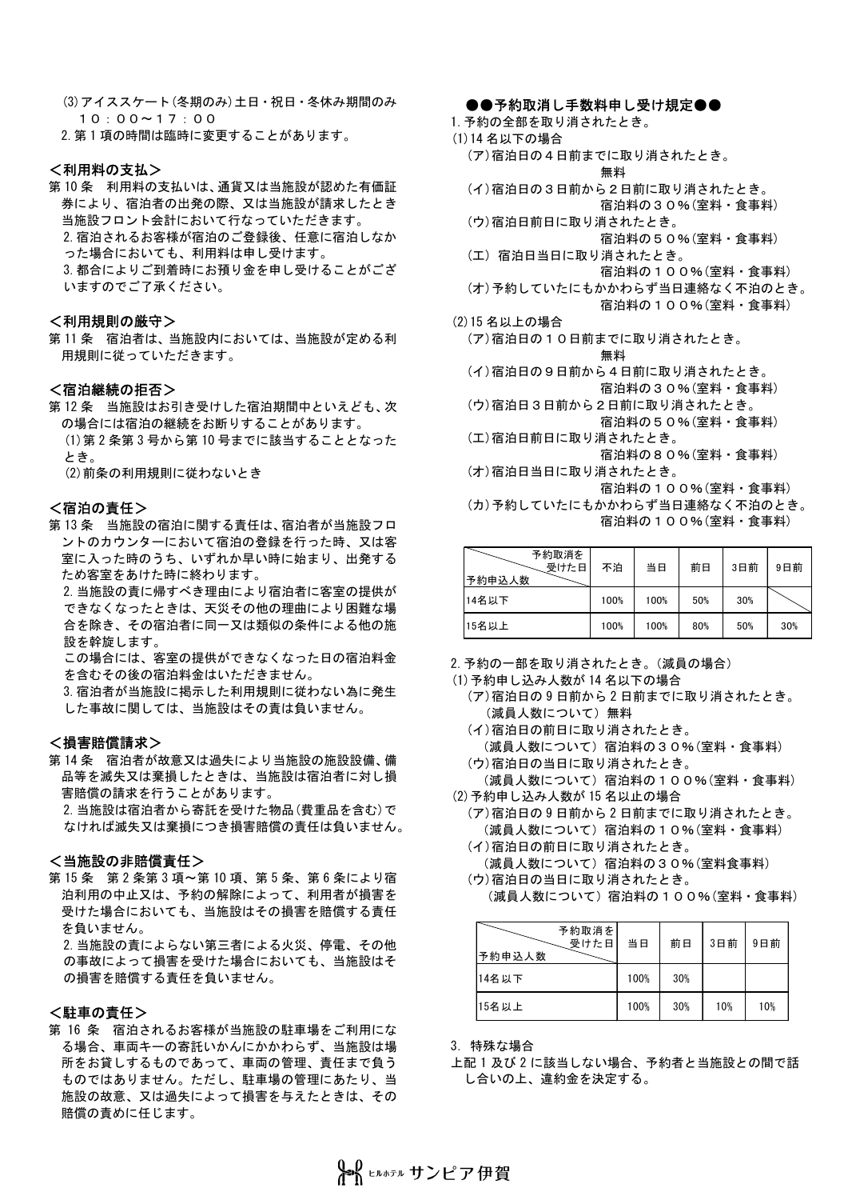(3) アイススケート(冬期のみ)土日・祝日・冬休み期間のみ
１０：００〜１７：００

2. 第１項の時間は臨時に変更することがあります。

## ＜利用料の支払＞

第 10 条　利用料の支払いは、通貨又は当施設が認めた有価証券により、宿泊者の出発の際、又は当施設が請求したとき当施設フロント会計において行なっていただきます。

2. 宿泊されるお客様が宿泊のご登録後、任意に宿泊しなかった場合においても、利用料は申し受けます。

3. 都合によりご到着時にお預り金を申し受けることがございますのでご了承ください。

## ＜利用規則の厳守＞

第 11 条　宿泊者は、当施設内においては、当施設が定める利用規則に従っていただきます。

## ＜宿泊継続の拒否＞

第 12 条　当施設はお引き受けした宿泊期間中といえども、次の場合には宿泊の継続をお断りすることがあります。

(1) 第 2 条第 3 号から第 10 号までに該当することとなったとき。

(2) 前条の利用規則に従わないとき

## ＜宿泊の責任＞

第 13 条　当施設の宿泊に関する責任は、宿泊者が当施設フロントのカウンターにおいて宿泊の登録を行った時、又は客室に入った時のうち、いずれか早い時に始まり、出発するため客室をあけた時に終わります。

2. 当施設の責に帰すべき理由により宿泊者に客室の提供ができなくなったときは、天災その他の理由により困難な場合を除き、その宿泊者に同一又は類似の条件による他の施設を斡旋します。

この場合には、客室の提供ができなくなった日の宿泊料金を含むその後の宿泊料金はいただきません。

3. 宿泊者が当施設に掲示した利用規則に従わない為に発生した事故に関しては、当施設はその責は負いません。

## ＜損害賠償請求＞

第 14 条　宿泊者が故意又は過失により当施設の施設設備、備品等を滅失又は棄損したときは、当施設は宿泊者に対し損害賠償の請求を行うことがあります。

2. 当施設は宿泊者から寄託を受けた物品(費重品を含む)でなければ滅失又は棄損につき損害賠償の責任は負いません。

## ＜当施設の非賠償責任＞

第 15 条　第 2 条第 3 項〜第 10 項、第 5 条、第 6 条により宿泊利用の中止又は、予約の解除によって、利用者が損害を受けた場合においても、当施設はその損害を賠償する責任を負いません。

2. 当施設の責によらない第三者による火災、停電、その他の事故によって損害を受けた場合においても、当施設はその損害を賠償する責任を負いません。

## ＜駐車の責任＞

第 16 条　宿泊されるお客様が当施設の駐車場をご利用になる場合、車両キーの寄託いかんにかかわらず、当施設は場所をお貸しするものであって、車両の管理、責任まで負うものではありません。ただし、駐車場の管理にあたり、当施設の故意、又は過失によって損害を与えたときは、その賠償の責めに任じます。

## ●●予約取消し手数料申し受け規定●●

1. 予約の全部を取り消されたとき。

(1) 14 名以下の場合

（ア）宿泊日の４日前までに取り消されたとき。
　　無料

（イ）宿泊日の３日前から２日前に取り消されたとき。
　　宿泊料の３０％(室料・食事料)

（ウ）宿泊日前日に取り消されたとき。
　　宿泊料の５０％(室料・食事料)

（エ）宿泊日当日に取り消されたとき。
　　宿泊料の１００％(室料・食事料)

（オ）予約していたにもかかわらず当日連絡なく不泊のとき。
　　宿泊料の１００％(室料・食事料)

(2) 15 名以上の場合

（ア）宿泊日の１０日前までに取り消されたとき。
　　無料

（イ）宿泊日の９日前から４日前に取り消されたとき。
　　宿泊料の３０％(室料・食事料)

（ウ）宿泊日３日前から２日前に取り消されたとき。
　　宿泊料の５０％(室料・食事料)

（エ）宿泊日前日に取り消されたとき。
　　宿泊料の８０％(室料・食事料)

（オ）宿泊日当日に取り消されたとき。
　　宿泊料の１００％(室料・食事料)

（カ）予約していたにもかかわらず当日連絡なく不泊のとき。
　　宿泊料の１００％(室料・食事料)

| 予約取消を受けた日 ／ 予約申込人数 | 不泊 | 当日 | 前日 | 3日前 | 9日前 |
|---|---|---|---|---|---|
| 14名以下 | 100% | 100% | 50% | 30% | |
| 15名以上 | 100% | 100% | 80% | 50% | 30% |

2. 予約の一部を取り消されたとき。（減員の場合）

(1) 予約申し込み人数が 14 名以下の場合

（ア）宿泊日の 9 日前から 2 日前までに取り消されたとき。
（減員人数について）無料

（イ）宿泊日の前日に取り消されたとき。
（減員人数について）宿泊料の３０％(室料・食事料)

（ウ）宿泊日の当日に取り消されたとき。
（減員人数について）宿泊料の１００％(室料・食事料)

(2) 予約申し込み人数が 15 名以上の場合

（ア）宿泊日の 9 日前から 2 日前までに取り消されたとき。
（減員人数について）宿泊料の１０％(室料・食事料)

（イ）宿泊日の前日に取り消されたとき。
（減員人数について）宿泊料の３０％(室料食事料)

（ウ）宿泊日の当日に取り消されたとき。
（減員人数について）宿泊料の１００％(室料・食事料)

| 予約取消を受けた日 ／ 予約申込人数 | 当日 | 前日 | 3日前 | 9日前 |
|---|---|---|---|---|
| 14名以下 | 100% | 30% | | |
| 15名以上 | 100% | 30% | 10% | 10% |

3. 特殊な場合

上記 1 及び 2 に該当しない場合、予約者と当施設との間で話し合いの上、違約金を決定する。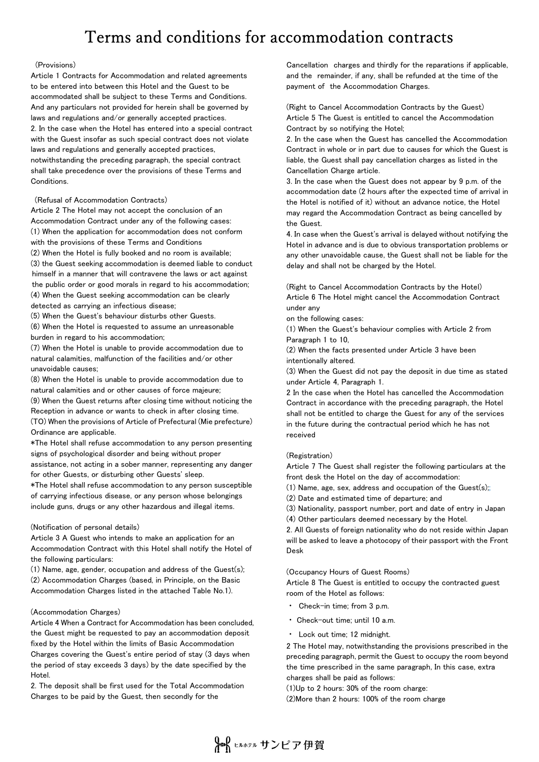# Terms and conditions for accommodation contracts

（Provisions）

Article 1 Contracts for Accommodation and related agreements to be entered into between this Hotel and the Guest to be accommodated shall be subject to these Terms and Conditions. And any particulars not provided for herein shall be governed by laws and regulations and/or generally accepted practices.

2. In the case when the Hotel has entered into a special contract with the Guest insofar as such special contract does not violate laws and regulations and generally accepted practices, notwithstanding the preceding paragraph, the special contract shall take precedence over the provisions of these Terms and Conditions.

（Refusal of Accommodation Contracts）

Article 2 The Hotel may not accept the conclusion of an Accommodation Contract under any of the following cases:

(1) When the application for accommodation does not conform with the provisions of these Terms and Conditions

(2) When the Hotel is fully booked and no room is available;

(3) the Guest seeking accommodation is deemed liable to conduct himself in a manner that will contravene the laws or act against the public order or good morals in regard to his accommodation;

(4) When the Guest seeking accommodation can be clearly detected as carrying an infectious disease;

(5) When the Guest's behaviour disturbs other Guests.

(6) When the Hotel is requested to assume an unreasonable burden in regard to his accommodation;

(7) When the Hotel is unable to provide accommodation due to natural calamities, malfunction of the facilities and/or other unavoidable causes;

(8) When the Hotel is unable to provide accommodation due to natural calamities and or other causes of force majeure;

(9) When the Guest returns after closing time without noticing the Reception in advance or wants to check in after closing time.

(TO) When the provisions of Article of Prefectural (Mie prefecture) Ordinance are applicable.

*The Hotel shall refuse accommodation to any person presenting signs of psychological disorder and being without proper assistance, not acting in a sober manner, representing any danger for other Guests, or disturbing other Guests' sleep.

*The Hotel shall refuse accommodation to any person susceptible of carrying infectious disease, or any person whose belongings include guns, drugs or any other hazardous and illegal items.

(Notification of personal details)

Article 3 A Guest who intends to make an application for an Accommodation Contract with this Hotel shall notify the Hotel of the following particulars:

(1) Name, age, gender, occupation and address of the Guest(s);

(2) Accommodation Charges (based, in Principle, on the Basic Accommodation Charges listed in the attached Table No.1).

(Accommodation Charges)

Article 4 When a Contract for Accommodation has been concluded, the Guest might be requested to pay an accommodation deposit fixed by the Hotel within the limits of Basic Accommodation Charges covering the Guest's entire period of stay (3 days when the period of stay exceeds 3 days) by the date specified by the Hotel.

2. The deposit shall be first used for the Total Accommodation Charges to be paid by the Guest, then secondly for the Cancellation charges and thirdly for the reparations if applicable, and the remainder, if any, shall be refunded at the time of the payment of the Accommodation Charges.

(Right to Cancel Accommodation Contracts by the Guest)

Article 5 The Guest is entitled to cancel the Accommodation Contract by so notifying the Hotel;

2. In the case when the Guest has cancelled the Accommodation Contract in whole or in part due to causes for which the Guest is liable, the Guest shall pay cancellation charges as listed in the Cancellation Charge article.

3. In the case when the Guest does not appear by 9 p.m. of the accommodation date (2 hours after the expected time of arrival in the Hotel is notified of it) without an advance notice, the Hotel may regard the Accommodation Contract as being cancelled by the Guest.

4. In case when the Guest's arrival is delayed without notifying the Hotel in advance and is due to obvious transportation problems or any other unavoidable cause, the Guest shall not be liable for the delay and shall not be charged by the Hotel.

(Right to Cancel Accommodation Contracts by the Hotel)

Article 6 The Hotel might cancel the Accommodation Contract under any on the following cases:

(1) When the Guest's behaviour complies with Article 2 from Paragraph 1 to 10,

(2) When the facts presented under Article 3 have been intentionally altered.

(3) When the Guest did not pay the deposit in due time as stated under Article 4, Paragraph 1.

2 In the case when the Hotel has cancelled the Accommodation Contract in accordance with the preceding paragraph, the Hotel shall not be entitled to charge the Guest for any of the services in the future during the contractual period which he has not received

(Registration)

Article 7 The Guest shall register the following particulars at the front desk the Hotel on the day of accommodation:

(1) Name, age, sex, address and occupation of the Guest(s);;

(2) Date and estimated time of departure; and

(3) Nationality, passport number, port and date of entry in Japan

(4) Other particulars deemed necessary by the Hotel.

2. All Guests of foreign nationality who do not reside within Japan will be asked to leave a photocopy of their passport with the Front Desk

(Occupancy Hours of Guest Rooms)

Article 8 The Guest is entitled to occupy the contracted guest room of the Hotel as follows:

- Check-in time; from 3 p.m.
- Check-out time; until 10 a.m.
- Lock out time; 12 midnight.

2 The Hotel may, notwithstanding the provisions prescribed in the preceding paragraph, permit the Guest to occupy the room beyond the time prescribed in the same paragraph, In this case, extra charges shall be paid as follows:

(1)Up to 2 hours: 30% of the room charge:

(2)More than 2 hours: 100% of the room charge

ヒルホテル サンピア伊賀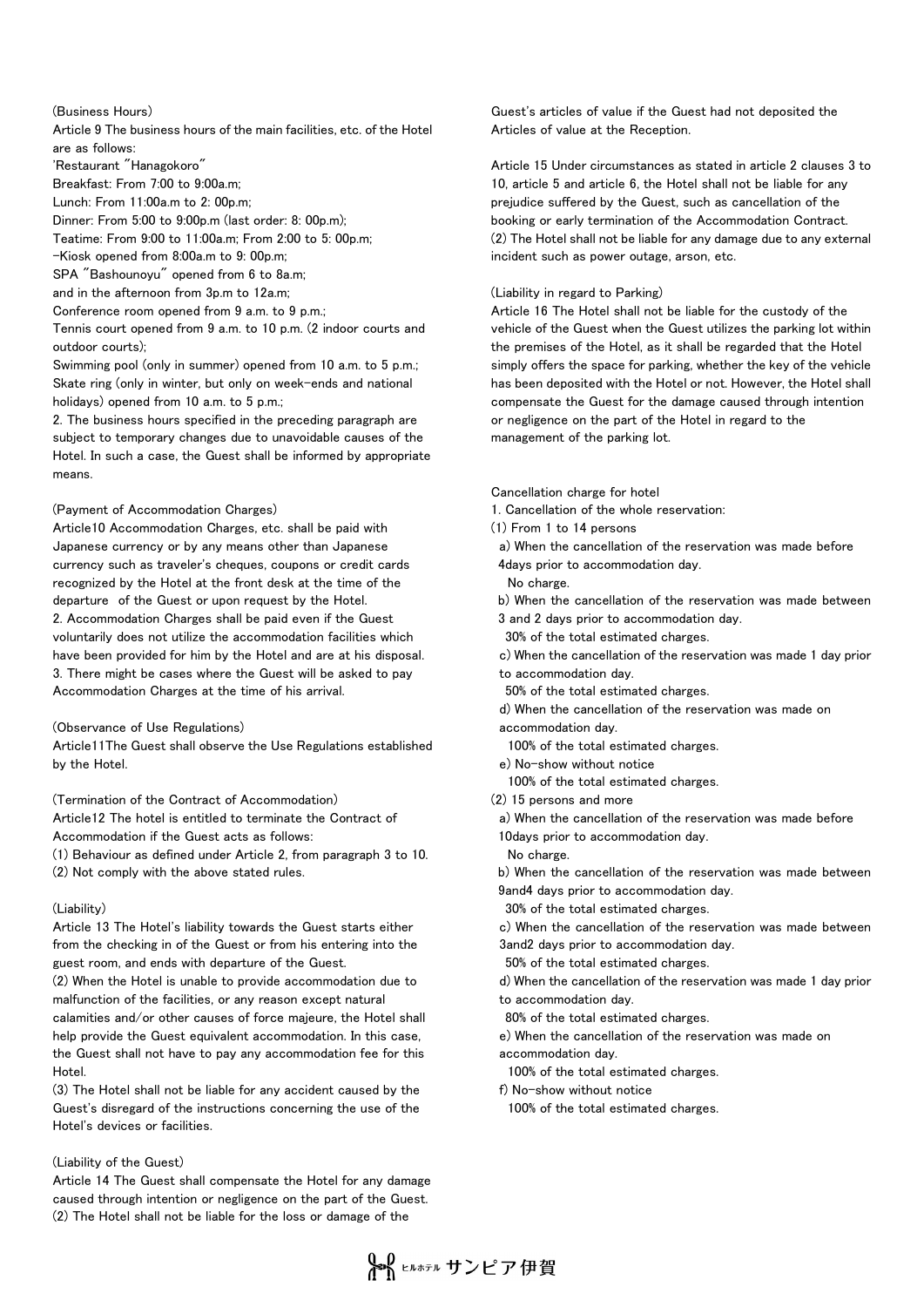(Business Hours)

Article 9 The business hours of the main facilities, etc. of the Hotel are as follows:

'Restaurant "Hanagokoro"

Breakfast: From 7:00 to 9:00a.m;

Lunch: From 11:00a.m to 2: 00p.m;

Dinner: From 5:00 to 9:00p.m (last order: 8: 00p.m);

Teatime: From 9:00 to 11:00a.m; From 2:00 to 5: 00p.m;

-Kiosk opened from 8:00a.m to 9: 00p.m;

SPA "Bashounoyu" opened from 6 to 8a.m;

and in the afternoon from 3p.m to 12a.m;

Conference room opened from 9 a.m. to 9 p.m.;

Tennis court opened from 9 a.m. to 10 p.m. (2 indoor courts and outdoor courts);

Swimming pool (only in summer) opened from 10 a.m. to 5 p.m.;

Skate ring (only in winter, but only on week-ends and national holidays) opened from 10 a.m. to 5 p.m.;

2. The business hours specified in the preceding paragraph are subject to temporary changes due to unavoidable causes of the Hotel. In such a case, the Guest shall be informed by appropriate means.

(Payment of Accommodation Charges)

Article10 Accommodation Charges, etc. shall be paid with Japanese currency or by any means other than Japanese currency such as traveler's cheques, coupons or credit cards recognized by the Hotel at the front desk at the time of the departure of the Guest or upon request by the Hotel.

2. Accommodation Charges shall be paid even if the Guest voluntarily does not utilize the accommodation facilities which have been provided for him by the Hotel and are at his disposal.

3. There might be cases where the Guest will be asked to pay Accommodation Charges at the time of his arrival.

(Observance of Use Regulations)

Article11The Guest shall observe the Use Regulations established by the Hotel.

(Termination of the Contract of Accommodation)

Article12 The hotel is entitled to terminate the Contract of Accommodation if the Guest acts as follows:

(1) Behaviour as defined under Article 2, from paragraph 3 to 10.

(2) Not comply with the above stated rules.

(Liability)

Article 13 The Hotel's liability towards the Guest starts either from the checking in of the Guest or from his entering into the guest room, and ends with departure of the Guest.

(2) When the Hotel is unable to provide accommodation due to malfunction of the facilities, or any reason except natural calamities and/or other causes of force majeure, the Hotel shall help provide the Guest equivalent accommodation. In this case, the Guest shall not have to pay any accommodation fee for this Hotel.

(3) The Hotel shall not be liable for any accident caused by the Guest's disregard of the instructions concerning the use of the Hotel's devices or facilities.

(Liability of the Guest)

Article 14 The Guest shall compensate the Hotel for any damage caused through intention or negligence on the part of the Guest.

(2) The Hotel shall not be liable for the loss or damage of the Guest's articles of value if the Guest had not deposited the Articles of value at the Reception.

Article 15 Under circumstances as stated in article 2 clauses 3 to 10, article 5 and article 6, the Hotel shall not be liable for any prejudice suffered by the Guest, such as cancellation of the booking or early termination of the Accommodation Contract.

(2) The Hotel shall not be liable for any damage due to any external incident such as power outage, arson, etc.

(Liability in regard to Parking)

Article 16 The Hotel shall not be liable for the custody of the vehicle of the Guest when the Guest utilizes the parking lot within the premises of the Hotel, as it shall be regarded that the Hotel simply offers the space for parking, whether the key of the vehicle has been deposited with the Hotel or not. However, the Hotel shall compensate the Guest for the damage caused through intention or negligence on the part of the Hotel in regard to the management of the parking lot.

Cancellation charge for hotel

1. Cancellation of the whole reservation:

(1) From 1 to 14 persons

a) When the cancellation of the reservation was made before 4days prior to accommodation day.
No charge.

b) When the cancellation of the reservation was made between 3 and 2 days prior to accommodation day.
30% of the total estimated charges.

c) When the cancellation of the reservation was made 1 day prior to accommodation day.
50% of the total estimated charges.

d) When the cancellation of the reservation was made on accommodation day.
100% of the total estimated charges.

e) No-show without notice
100% of the total estimated charges.

(2) 15 persons and more

a) When the cancellation of the reservation was made before 10days prior to accommodation day.
No charge.

b) When the cancellation of the reservation was made between 9and4 days prior to accommodation day.
30% of the total estimated charges.

c) When the cancellation of the reservation was made between 3and2 days prior to accommodation day.
50% of the total estimated charges.

d) When the cancellation of the reservation was made 1 day prior to accommodation day.
80% of the total estimated charges.

e) When the cancellation of the reservation was made on accommodation day.
100% of the total estimated charges.

f) No-show without notice
100% of the total estimated charges.